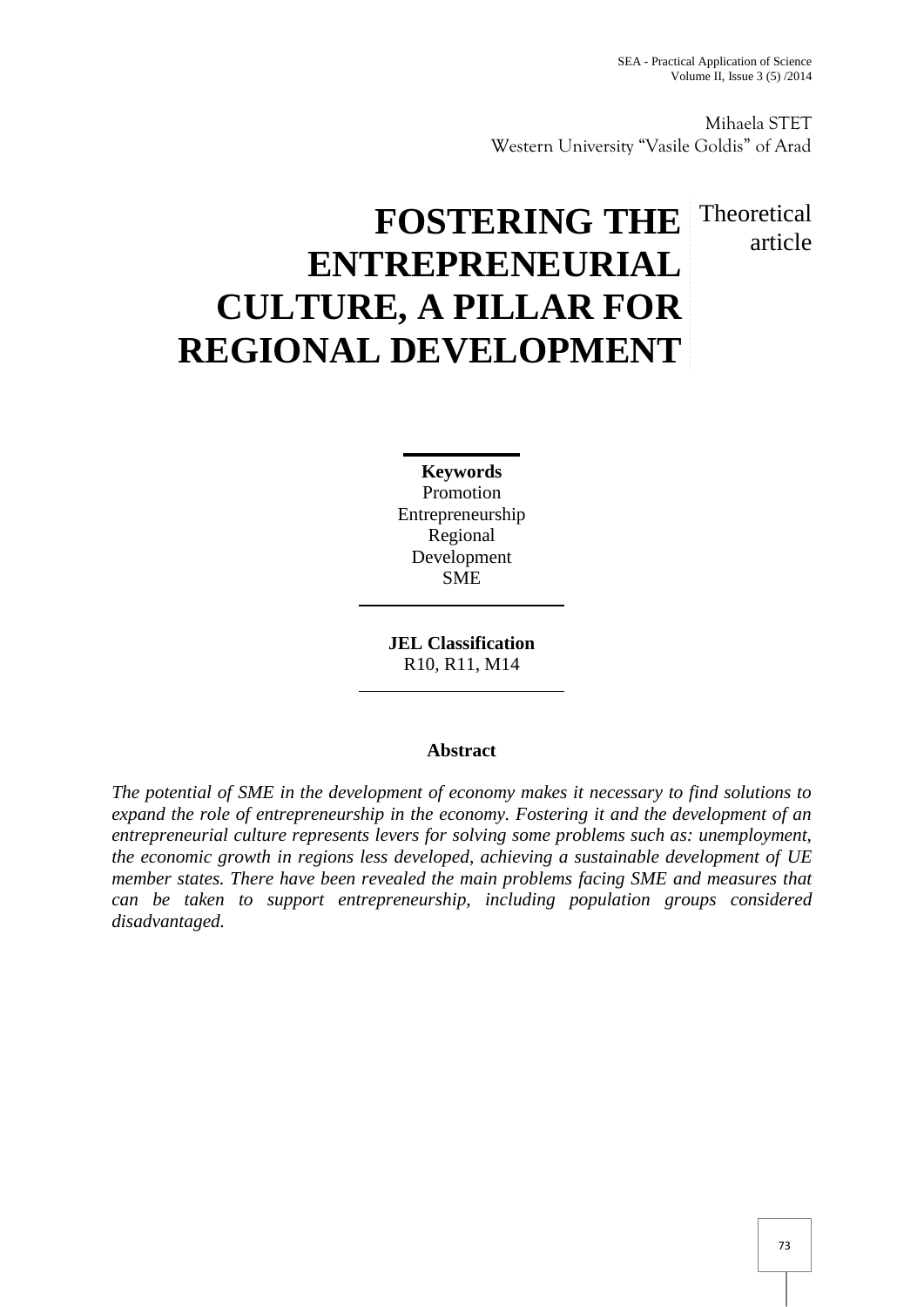Mihaela STET
Western University "Vasile Goldis" of Arad

# FOSTERING THE ENTREPRENEURIAL CULTURE, A PILLAR FOR REGIONAL DEVELOPMENT

Theoretical article

**Keywords**
Promotion
Entrepreneurship
Regional
Development
SME

**JEL Classification**
R10, R11, M14

## Abstract

*The potential of SME in the development of economy makes it necessary to find solutions to expand the role of entrepreneurship in the economy. Fostering it and the development of an entrepreneurial culture represents levers for solving some problems such as: unemployment, the economic growth in regions less developed, achieving a sustainable development of UE member states. There have been revealed the main problems facing SME and measures that can be taken to support entrepreneurship, including population groups considered disadvantaged.*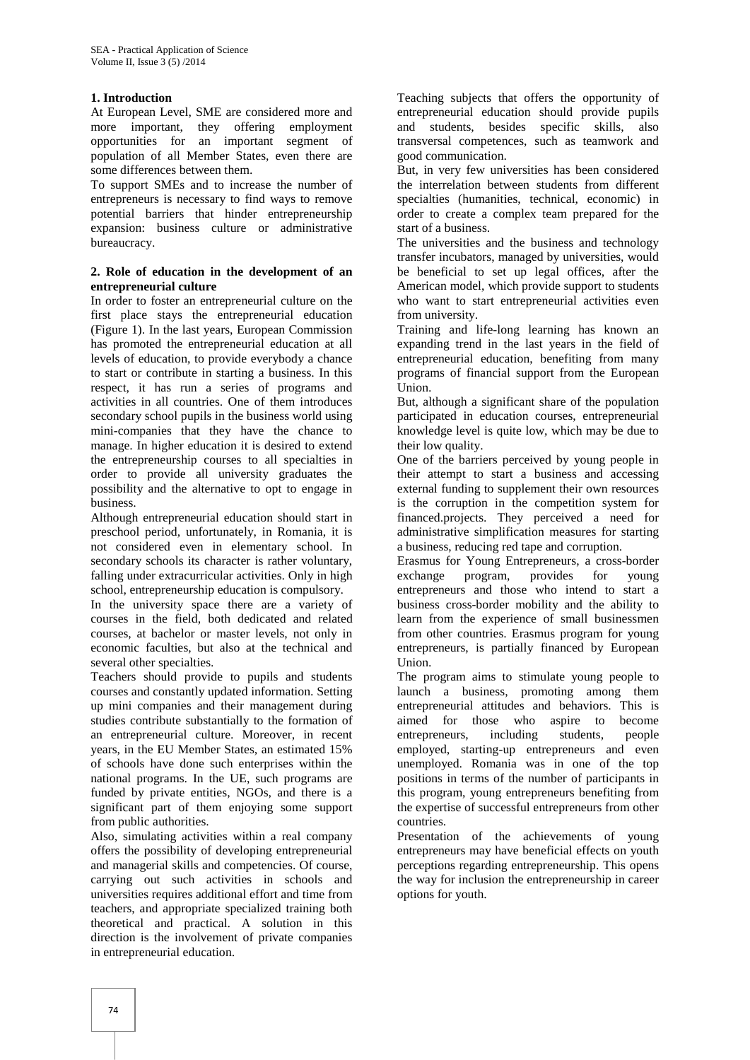## 1. Introduction

At European Level, SME are considered more and more important, they offering employment opportunities for an important segment of population of all Member States, even there are some differences between them.

To support SMEs and to increase the number of entrepreneurs is necessary to find ways to remove potential barriers that hinder entrepreneurship expansion: business culture or administrative bureaucracy.

## 2. Role of education in the development of an entrepreneurial culture

In order to foster an entrepreneurial culture on the first place stays the entrepreneurial education (Figure 1). In the last years, European Commission has promoted the entrepreneurial education at all levels of education, to provide everybody a chance to start or contribute in starting a business. In this respect, it has run a series of programs and activities in all countries. One of them introduces secondary school pupils in the business world using mini-companies that they have the chance to manage. In higher education it is desired to extend the entrepreneurship courses to all specialties in order to provide all university graduates the possibility and the alternative to opt to engage in business.

Although entrepreneurial education should start in preschool period, unfortunately, in Romania, it is not considered even in elementary school. In secondary schools its character is rather voluntary, falling under extracurricular activities. Only in high school, entrepreneurship education is compulsory.

In the university space there are a variety of courses in the field, both dedicated and related courses, at bachelor or master levels, not only in economic faculties, but also at the technical and several other specialties.

Teachers should provide to pupils and students courses and constantly updated information. Setting up mini companies and their management during studies contribute substantially to the formation of an entrepreneurial culture. Moreover, in recent years, in the EU Member States, an estimated 15% of schools have done such enterprises within the national programs. In the UE, such programs are funded by private entities, NGOs, and there is a significant part of them enjoying some support from public authorities.

Also, simulating activities within a real company offers the possibility of developing entrepreneurial and managerial skills and competencies. Of course, carrying out such activities in schools and universities requires additional effort and time from teachers, and appropriate specialized training both theoretical and practical. A solution in this direction is the involvement of private companies in entrepreneurial education.

Teaching subjects that offers the opportunity of entrepreneurial education should provide pupils and students, besides specific skills, also transversal competences, such as teamwork and good communication.

But, in very few universities has been considered the interrelation between students from different specialties (humanities, technical, economic) in order to create a complex team prepared for the start of a business.

The universities and the business and technology transfer incubators, managed by universities, would be beneficial to set up legal offices, after the American model, which provide support to students who want to start entrepreneurial activities even from university.

Training and life-long learning has known an expanding trend in the last years in the field of entrepreneurial education, benefiting from many programs of financial support from the European Union.

But, although a significant share of the population participated in education courses, entrepreneurial knowledge level is quite low, which may be due to their low quality.

One of the barriers perceived by young people in their attempt to start a business and accessing external funding to supplement their own resources is the corruption in the competition system for financed.projects. They perceived a need for administrative simplification measures for starting a business, reducing red tape and corruption.

Erasmus for Young Entrepreneurs, a cross-border exchange program, provides for young entrepreneurs and those who intend to start a business cross-border mobility and the ability to learn from the experience of small businessmen from other countries. Erasmus program for young entrepreneurs, is partially financed by European Union.

The program aims to stimulate young people to launch a business, promoting among them entrepreneurial attitudes and behaviors. This is aimed for those who aspire to become entrepreneurs, including students, people employed, starting-up entrepreneurs and even unemployed. Romania was in one of the top positions in terms of the number of participants in this program, young entrepreneurs benefiting from the expertise of successful entrepreneurs from other countries.

Presentation of the achievements of young entrepreneurs may have beneficial effects on youth perceptions regarding entrepreneurship. This opens the way for inclusion the entrepreneurship in career options for youth.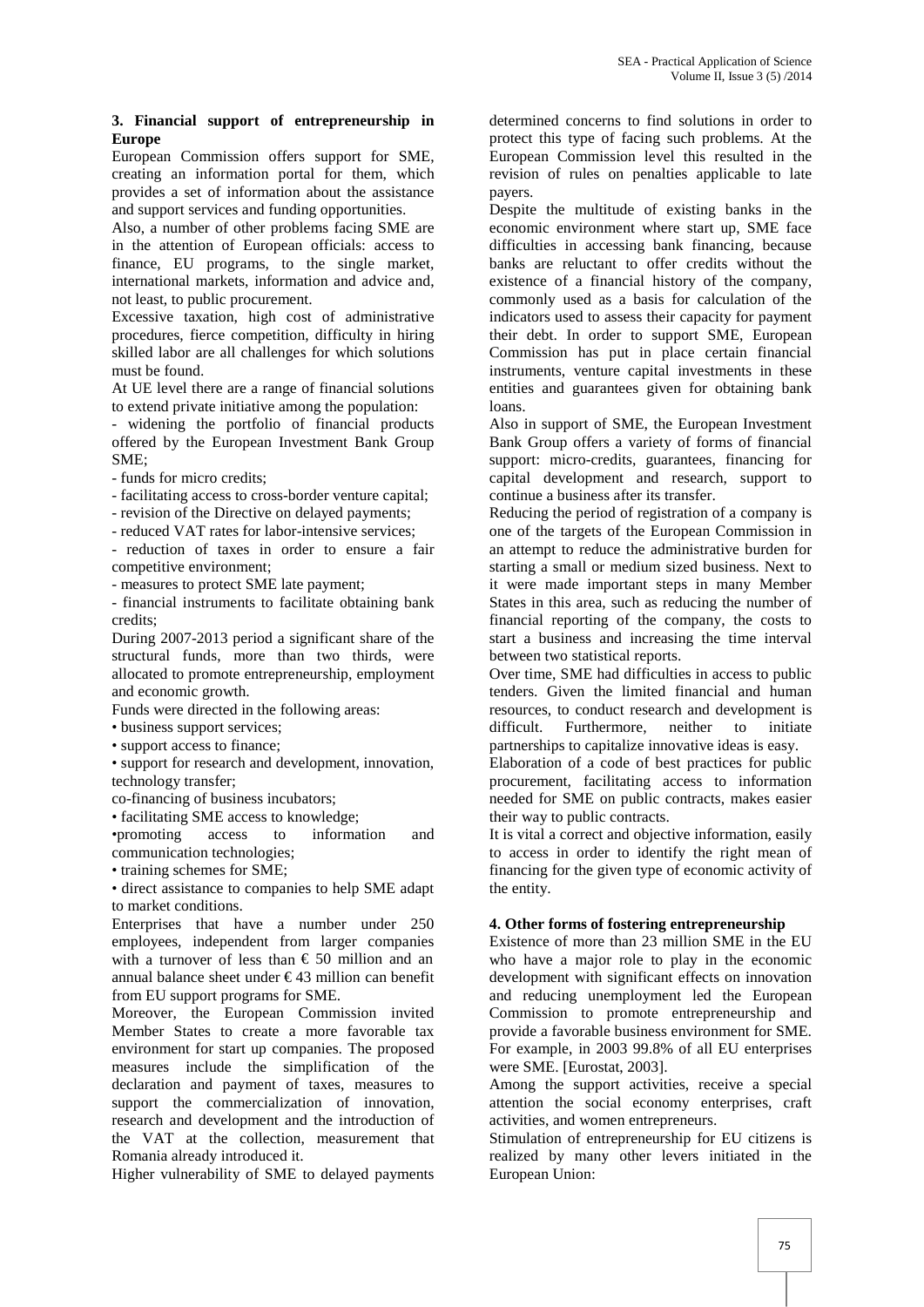## 3. Financial support of entrepreneurship in Europe

European Commission offers support for SME, creating an information portal for them, which provides a set of information about the assistance and support services and funding opportunities.

Also, a number of other problems facing SME are in the attention of European officials: access to finance, EU programs, to the single market, international markets, information and advice and, not least, to public procurement.

Excessive taxation, high cost of administrative procedures, fierce competition, difficulty in hiring skilled labor are all challenges for which solutions must be found.

At UE level there are a range of financial solutions to extend private initiative among the population:

- widening the portfolio of financial products offered by the European Investment Bank Group SME;
- funds for micro credits;
- facilitating access to cross-border venture capital;
- revision of the Directive on delayed payments;
- reduced VAT rates for labor-intensive services;
- reduction of taxes in order to ensure a fair competitive environment;
- measures to protect SME late payment;
- financial instruments to facilitate obtaining bank credits;

During 2007-2013 period a significant share of the structural funds, more than two thirds, were allocated to promote entrepreneurship, employment and economic growth.

Funds were directed in the following areas:

- business support services;
- support access to finance;
- support for research and development, innovation, technology transfer;
- co-financing of business incubators;
- facilitating SME access to knowledge;
- promoting access to information and communication technologies;
- training schemes for SME;
- direct assistance to companies to help SME adapt to market conditions.

Enterprises that have a number under 250 employees, independent from larger companies with a turnover of less than € 50 million and an annual balance sheet under € 43 million can benefit from EU support programs for SME.

Moreover, the European Commission invited Member States to create a more favorable tax environment for start up companies. The proposed measures include the simplification of the declaration and payment of taxes, measures to support the commercialization of innovation, research and development and the introduction of the VAT at the collection, measurement that Romania already introduced it.

Higher vulnerability of SME to delayed payments determined concerns to find solutions in order to protect this type of facing such problems. At the European Commission level this resulted in the revision of rules on penalties applicable to late payers.

Despite the multitude of existing banks in the economic environment where start up, SME face difficulties in accessing bank financing, because banks are reluctant to offer credits without the existence of a financial history of the company, commonly used as a basis for calculation of the indicators used to assess their capacity for payment their debt. In order to support SME, European Commission has put in place certain financial instruments, venture capital investments in these entities and guarantees given for obtaining bank loans.

Also in support of SME, the European Investment Bank Group offers a variety of forms of financial support: micro-credits, guarantees, financing for capital development and research, support to continue a business after its transfer.

Reducing the period of registration of a company is one of the targets of the European Commission in an attempt to reduce the administrative burden for starting a small or medium sized business. Next to it were made important steps in many Member States in this area, such as reducing the number of financial reporting of the company, the costs to start a business and increasing the time interval between two statistical reports.

Over time, SME had difficulties in access to public tenders. Given the limited financial and human resources, to conduct research and development is difficult. Furthermore, neither to initiate partnerships to capitalize innovative ideas is easy.

Elaboration of a code of best practices for public procurement, facilitating access to information needed for SME on public contracts, makes easier their way to public contracts.

It is vital a correct and objective information, easily to access in order to identify the right mean of financing for the given type of economic activity of the entity.

## 4. Other forms of fostering entrepreneurship

Existence of more than 23 million SME in the EU who have a major role to play in the economic development with significant effects on innovation and reducing unemployment led the European Commission to promote entrepreneurship and provide a favorable business environment for SME. For example, in 2003 99.8% of all EU enterprises were SME. [Eurostat, 2003].

Among the support activities, receive a special attention the social economy enterprises, craft activities, and women entrepreneurs.

Stimulation of entrepreneurship for EU citizens is realized by many other levers initiated in the European Union: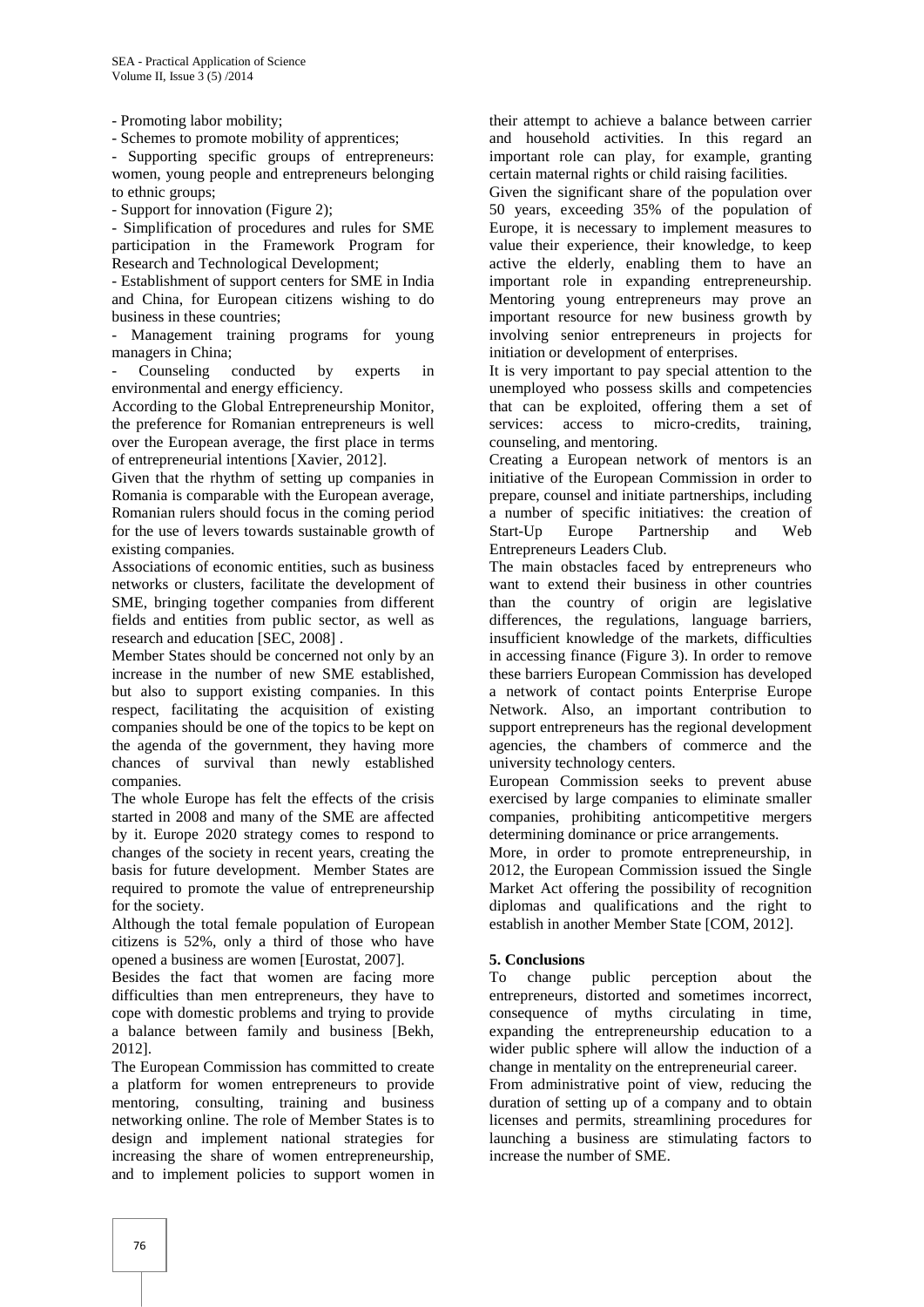- Promoting labor mobility;
- Schemes to promote mobility of apprentices;
- Supporting specific groups of entrepreneurs: women, young people and entrepreneurs belonging to ethnic groups;
- Support for innovation (Figure 2);
- Simplification of procedures and rules for SME participation in the Framework Program for Research and Technological Development;
- Establishment of support centers for SME in India and China, for European citizens wishing to do business in these countries;
- Management training programs for young managers in China;
- Counseling conducted by experts in environmental and energy efficiency.

According to the Global Entrepreneurship Monitor, the preference for Romanian entrepreneurs is well over the European average, the first place in terms of entrepreneurial intentions [Xavier, 2012].

Given that the rhythm of setting up companies in Romania is comparable with the European average, Romanian rulers should focus in the coming period for the use of levers towards sustainable growth of existing companies.

Associations of economic entities, such as business networks or clusters, facilitate the development of SME, bringing together companies from different fields and entities from public sector, as well as research and education [SEC, 2008] .

Member States should be concerned not only by an increase in the number of new SME established, but also to support existing companies. In this respect, facilitating the acquisition of existing companies should be one of the topics to be kept on the agenda of the government, they having more chances of survival than newly established companies.

The whole Europe has felt the effects of the crisis started in 2008 and many of the SME are affected by it. Europe 2020 strategy comes to respond to changes of the society in recent years, creating the basis for future development. Member States are required to promote the value of entrepreneurship for the society.

Although the total female population of European citizens is 52%, only a third of those who have opened a business are women [Eurostat, 2007].

Besides the fact that women are facing more difficulties than men entrepreneurs, they have to cope with domestic problems and trying to provide a balance between family and business [Bekh, 2012].

The European Commission has committed to create a platform for women entrepreneurs to provide mentoring, consulting, training and business networking online. The role of Member States is to design and implement national strategies for increasing the share of women entrepreneurship, and to implement policies to support women in their attempt to achieve a balance between carrier and household activities. In this regard an important role can play, for example, granting certain maternal rights or child raising facilities.

Given the significant share of the population over 50 years, exceeding 35% of the population of Europe, it is necessary to implement measures to value their experience, their knowledge, to keep active the elderly, enabling them to have an important role in expanding entrepreneurship. Mentoring young entrepreneurs may prove an important resource for new business growth by involving senior entrepreneurs in projects for initiation or development of enterprises.

It is very important to pay special attention to the unemployed who possess skills and competencies that can be exploited, offering them a set of services: access to micro-credits, training, counseling, and mentoring.

Creating a European network of mentors is an initiative of the European Commission in order to prepare, counsel and initiate partnerships, including a number of specific initiatives: the creation of Start-Up Europe Partnership and Web Entrepreneurs Leaders Club.

The main obstacles faced by entrepreneurs who want to extend their business in other countries than the country of origin are legislative differences, the regulations, language barriers, insufficient knowledge of the markets, difficulties in accessing finance (Figure 3). In order to remove these barriers European Commission has developed a network of contact points Enterprise Europe Network. Also, an important contribution to support entrepreneurs has the regional development agencies, the chambers of commerce and the university technology centers.

European Commission seeks to prevent abuse exercised by large companies to eliminate smaller companies, prohibiting anticompetitive mergers determining dominance or price arrangements.

More, in order to promote entrepreneurship, in 2012, the European Commission issued the Single Market Act offering the possibility of recognition diplomas and qualifications and the right to establish in another Member State [COM, 2012].

## 5. Conclusions

To change public perception about the entrepreneurs, distorted and sometimes incorrect, consequence of myths circulating in time, expanding the entrepreneurship education to a wider public sphere will allow the induction of a change in mentality on the entrepreneurial career.

From administrative point of view, reducing the duration of setting up of a company and to obtain licenses and permits, streamlining procedures for launching a business are stimulating factors to increase the number of SME.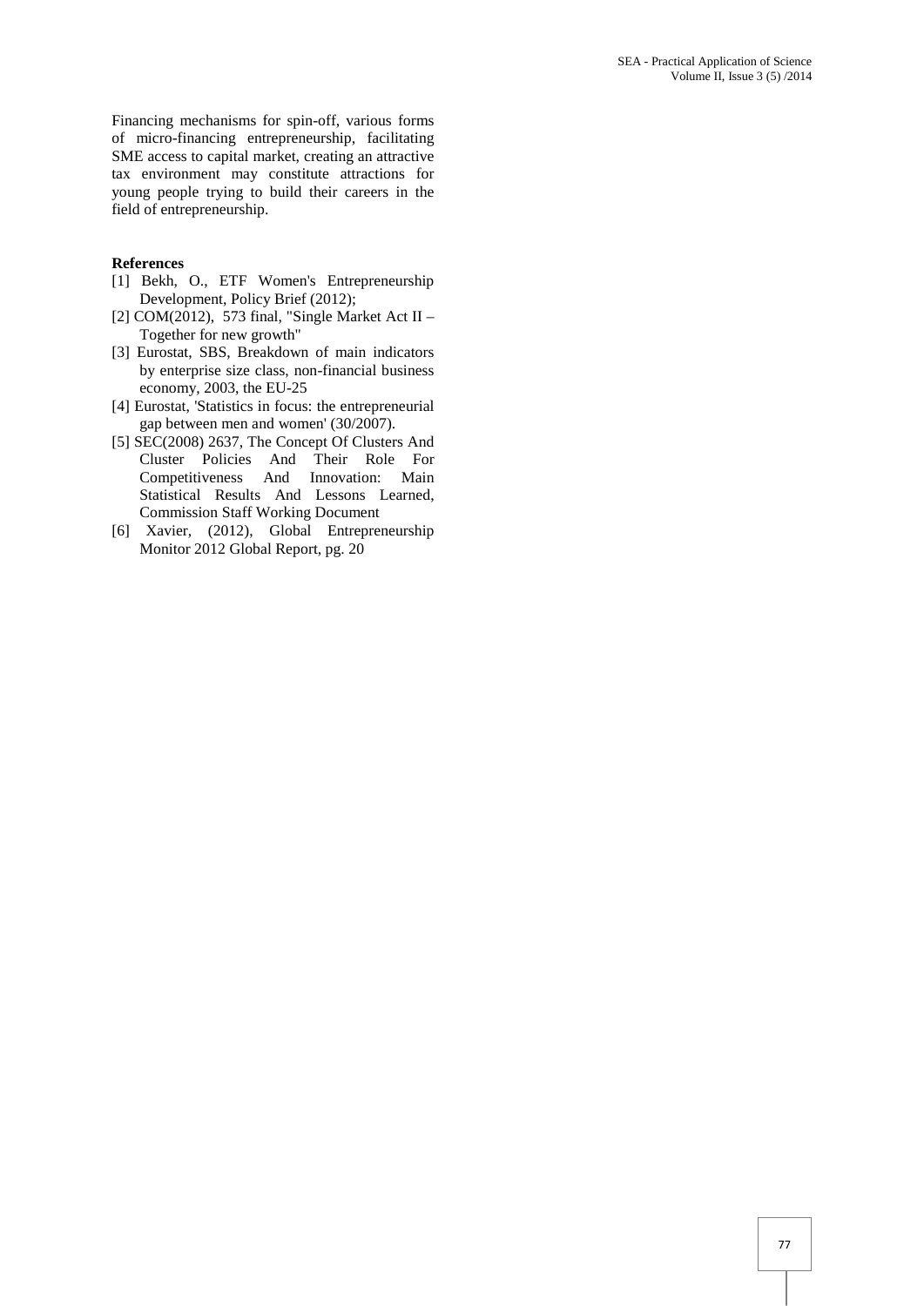Financing mechanisms for spin-off, various forms of micro-financing entrepreneurship, facilitating SME access to capital market, creating an attractive tax environment may constitute attractions for young people trying to build their careers in the field of entrepreneurship.

**References**

[1] Bekh, O., ETF Women's Entrepreneurship Development, Policy Brief (2012);

[2] COM(2012), 573 final, "Single Market Act II – Together for new growth"

[3] Eurostat, SBS, Breakdown of main indicators by enterprise size class, non-financial business economy, 2003, the EU-25

[4] Eurostat, 'Statistics in focus: the entrepreneurial gap between men and women' (30/2007).

[5] SEC(2008) 2637, The Concept Of Clusters And Cluster Policies And Their Role For Competitiveness And Innovation: Main Statistical Results And Lessons Learned, Commission Staff Working Document

[6] Xavier, (2012), Global Entrepreneurship Monitor 2012 Global Report, pg. 20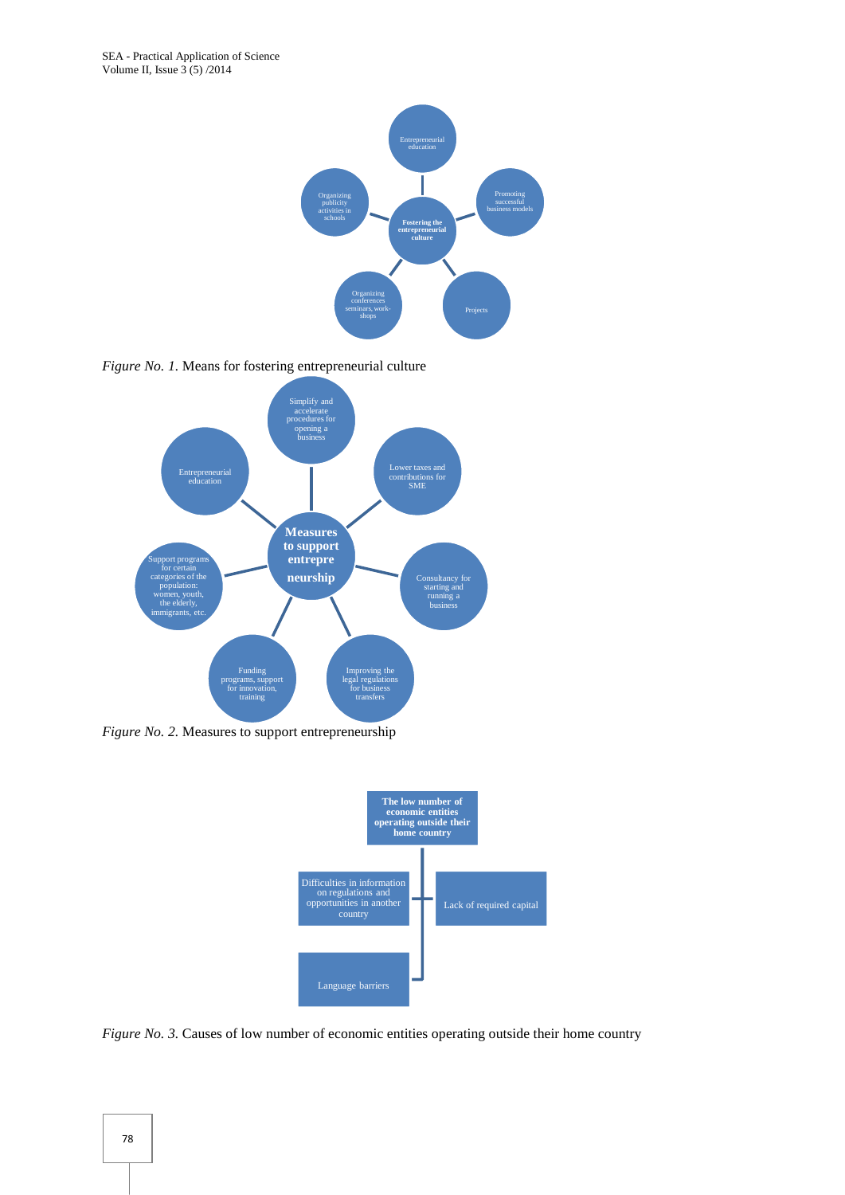Entrepreneurial education

Organizing publicity activities in schools

Promoting successful business models

Fostering the entrepreneurial culture

Organizing conferences seminars, work-shops

Projects

*Figure No. 1.* Means for fostering entrepreneurial culture

Simplify and accelerate procedures for opening a business

Entrepreneurial education

Lower taxes and contributions for SME

Measures to support entrepre neurship

Support programs for certain categories of the population: women, youth, the elderly, immigrants, etc.

Consultancy for starting and running a business

Funding programs, support for innovation, training

Improving the legal regulations for business transfers

*Figure No. 2.* Measures to support entrepreneurship

The low number of economic entities operating outside their home country

Difficulties in information on regulations and opportunities in another country

Lack of required capital

Language barriers

*Figure No. 3.* Causes of low number of economic entities operating outside their home country